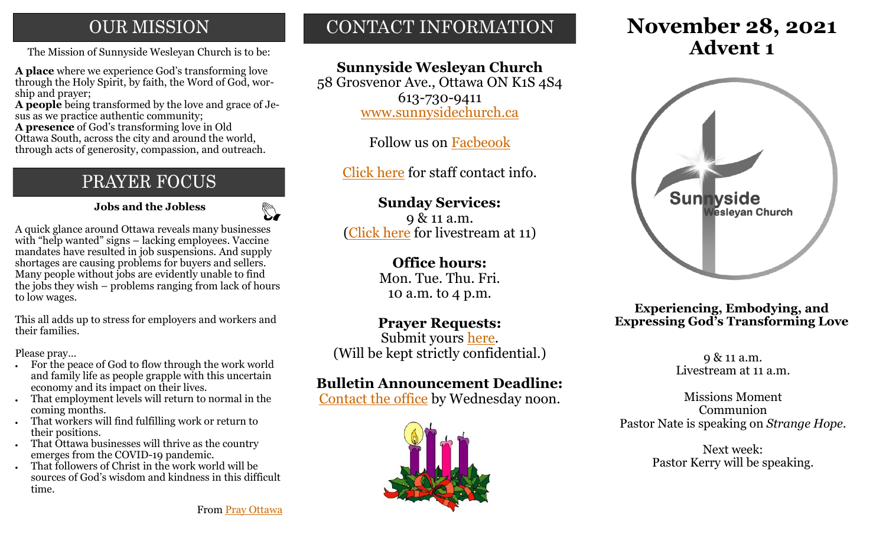## OUR MISSION

The Mission of Sunnyside Wesleyan Church is to be:

**A place** where we experience God's transforming love through the Holy Spirit, by faith, the Word of God, worship and prayer;
**A people** being transformed by the love and grace of Jesus as we practice authentic community;
**A presence** of God's transforming love in Old Ottawa South, across the city and around the world, through acts of generosity, compassion, and outreach.

## PRAYER FOCUS

**Jobs and the Jobless**

A quick glance around Ottawa reveals many businesses with "help wanted" signs – lacking employees. Vaccine mandates have resulted in job suspensions. And supply shortages are causing problems for buyers and sellers. Many people without jobs are evidently unable to find the jobs they wish – problems ranging from lack of hours to low wages.

This all adds up to stress for employers and workers and their families.

Please pray…

- For the peace of God to flow through the work world and family life as people grapple with this uncertain economy and its impact on their lives.
- That employment levels will return to normal in the coming months.
- That workers will find fulfilling work or return to their positions.
- That Ottawa businesses will thrive as the country emerges from the COVID-19 pandemic.
- That followers of Christ in the work world will be sources of God's wisdom and kindness in this difficult time.

From Pray Ottawa

## CONTACT INFORMATION

**Sunnyside Wesleyan Church**
58 Grosvenor Ave., Ottawa ON K1S 4S4
613-730-9411
www.sunnysidechurch.ca

Follow us on Facbeook

Click here for staff contact info.

**Sunday Services:**
9 & 11 a.m.
(Click here for livestream at 11)

**Office hours:**
Mon. Tue. Thu. Fri.
10 a.m. to 4 p.m.

**Prayer Requests:**
Submit yours here.
(Will be kept strictly confidential.)

**Bulletin Announcement Deadline:**
Contact the office by Wednesday noon.

# November 28, 2021
# Advent 1

Sunnyside Wesleyan Church

**Experiencing, Embodying, and Expressing God's Transforming Love**

9 & 11 a.m.
Livestream at 11 a.m.

Missions Moment
Communion
Pastor Nate is speaking on *Strange Hope*.

Next week:
Pastor Kerry will be speaking.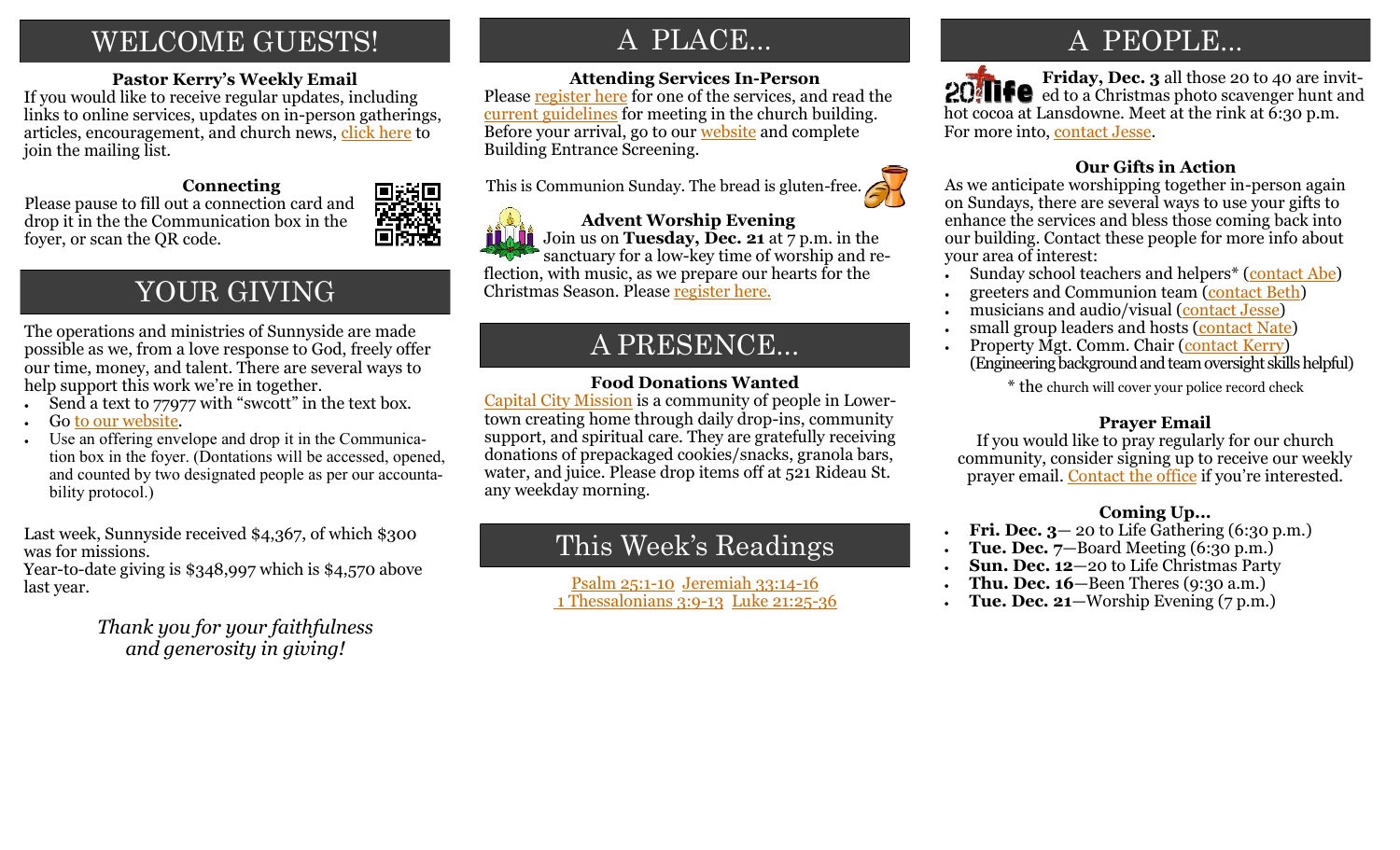## WELCOME GUESTS!

**Pastor Kerry's Weekly Email**

If you would like to receive regular updates, including links to online services, updates on in-person gatherings, articles, encouragement, and church news, click here to join the mailing list.

**Connecting**

Please pause to fill out a connection card and drop it in the the Communication box in the foyer, or scan the QR code.

## YOUR GIVING

The operations and ministries of Sunnyside are made possible as we, from a love response to God, freely offer our time, money, and talent. There are several ways to help support this work we're in together.

- Send a text to 77977 with "swcott" in the text box.
- Go to our website.
- Use an offering envelope and drop it in the Communication box in the foyer. (Dontations will be accessed, opened, and counted by two designated people as per our accountability protocol.)

Last week, Sunnyside received $4,367, of which $300 was for missions.
Year-to-date giving is $348,997 which is $4,570 above last year.

*Thank you for your faithfulness and generosity in giving!*

## A PLACE...

**Attending Services In-Person**

Please register here for one of the services, and read the current guidelines for meeting in the church building. Before your arrival, go to our website and complete Building Entrance Screening.

This is Communion Sunday. The bread is gluten-free.

**Advent Worship Evening**

Join us on **Tuesday, Dec. 21** at 7 p.m. in the sanctuary for a low-key time of worship and reflection, with music, as we prepare our hearts for the Christmas Season. Please register here.

## A PRESENCE...

**Food Donations Wanted**

Capital City Mission is a community of people in Lowertown creating home through daily drop-ins, community support, and spiritual care. They are gratefully receiving donations of prepackaged cookies/snacks, granola bars, water, and juice. Please drop items off at 521 Rideau St. any weekday morning.

## This Week's Readings

Psalm 25:1-10 Jeremiah 33:14-16
1 Thessalonians 3:9-13 Luke 21:25-36

## A PEOPLE...

**Friday, Dec. 3** all those 20 to 40 are invited to a Christmas photo scavenger hunt and hot cocoa at Lansdowne. Meet at the rink at 6:30 p.m. For more into, contact Jesse.

**Our Gifts in Action**

As we anticipate worshipping together in-person again on Sundays, there are several ways to use your gifts to enhance the services and bless those coming back into our building. Contact these people for more info about your area of interest:

- Sunday school teachers and helpers* (contact Abe)
- greeters and Communion team (contact Beth)
- musicians and audio/visual (contact Jesse)
- small group leaders and hosts (contact Nate)
- Property Mgt. Comm. Chair (contact Kerry) (Engineering background and team oversight skills helpful)

\* the church will cover your police record check

**Prayer Email**

If you would like to pray regularly for our church community, consider signing up to receive our weekly prayer email. Contact the office if you're interested.

**Coming Up...**

- **Fri. Dec. 3**— 20 to Life Gathering (6:30 p.m.)
- **Tue. Dec. 7**—Board Meeting (6:30 p.m.)
- **Sun. Dec. 12**—20 to Life Christmas Party
- **Thu. Dec. 16**—Been Theres (9:30 a.m.)
- **Tue. Dec. 21**—Worship Evening (7 p.m.)